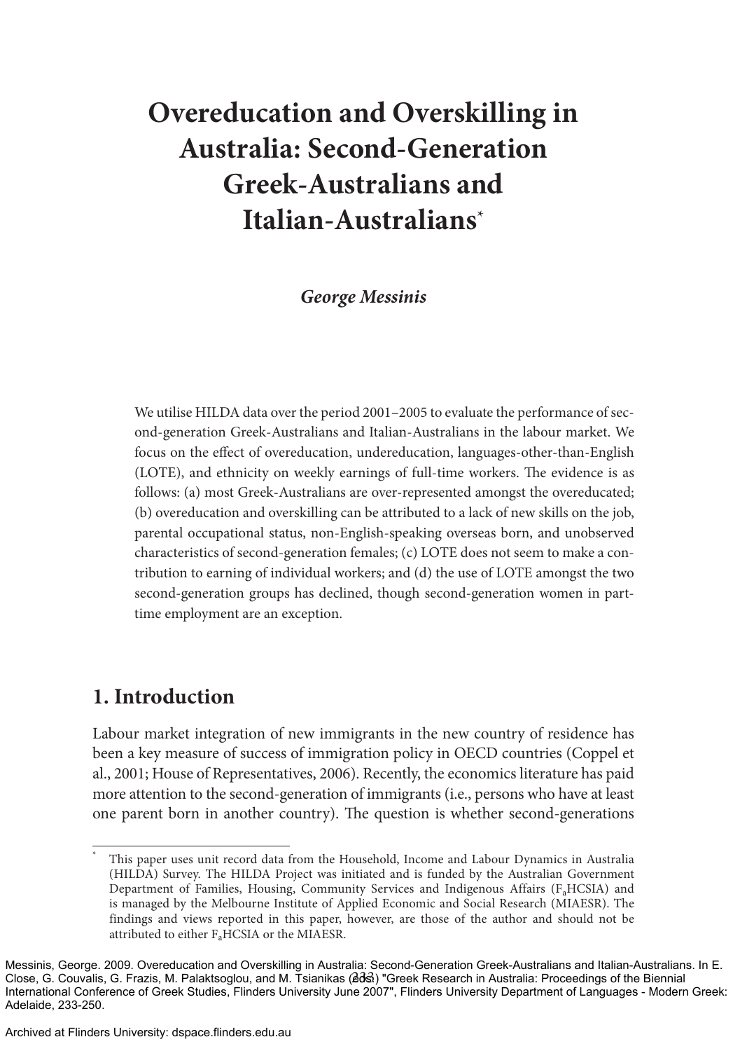# Overeducation and Overskilling in Australia: Second-Generation Greek-Australians and Italian-Australians[*]

***George Messinis***

We utilise HILDA data over the period 2001–2005 to evaluate the performance of second-generation Greek-Australians and Italian-Australians in the labour market. We focus on the effect of overeducation, undereducation, languages-other-than-English (LOTE), and ethnicity on weekly earnings of full-time workers. The evidence is as follows: (a) most Greek-Australians are over-represented amongst the overeducated; (b) overeducation and overskilling can be attributed to a lack of new skills on the job, parental occupational status, non-English-speaking overseas born, and unobserved characteristics of second-generation females; (c) LOTE does not seem to make a contribution to earning of individual workers; and (d) the use of LOTE amongst the two second-generation groups has declined, though second-generation women in part-time employment are an exception.

## 1. Introduction

Labour market integration of new immigrants in the new country of residence has been a key measure of success of immigration policy in OECD countries (Coppel et al., 2001; House of Representatives, 2006). Recently, the economics literature has paid more attention to the second-generation of immigrants (i.e., persons who have at least one parent born in another country). The question is whether second-generations

[*] This paper uses unit record data from the Household, Income and Labour Dynamics in Australia (HILDA) Survey. The HILDA Project was initiated and is funded by the Australian Government Department of Families, Housing, Community Services and Indigenous Affairs ($F_a$HCSIA) and is managed by the Melbourne Institute of Applied Economic and Social Research (MIAESR). The findings and views reported in this paper, however, are those of the author and should not be attributed to either $F_a$HCSIA or the MIAESR.

Messinis, George. 2009. Overeducation and Overskilling in Australia: Second-Generation Greek-Australians and Italian-Australians. In E. Close, G. Couvalis, G. Frazis, M. Palaktsoglou, and M. Tsianikas (eds.) "Greek Research in Australia: Proceedings of the Biennial International Conference of Greek Studies, Flinders University June 2007", Flinders University Department of Languages - Modern Greek: Adelaide, 233-250.

Archived at Flinders University: dspace.flinders.edu.au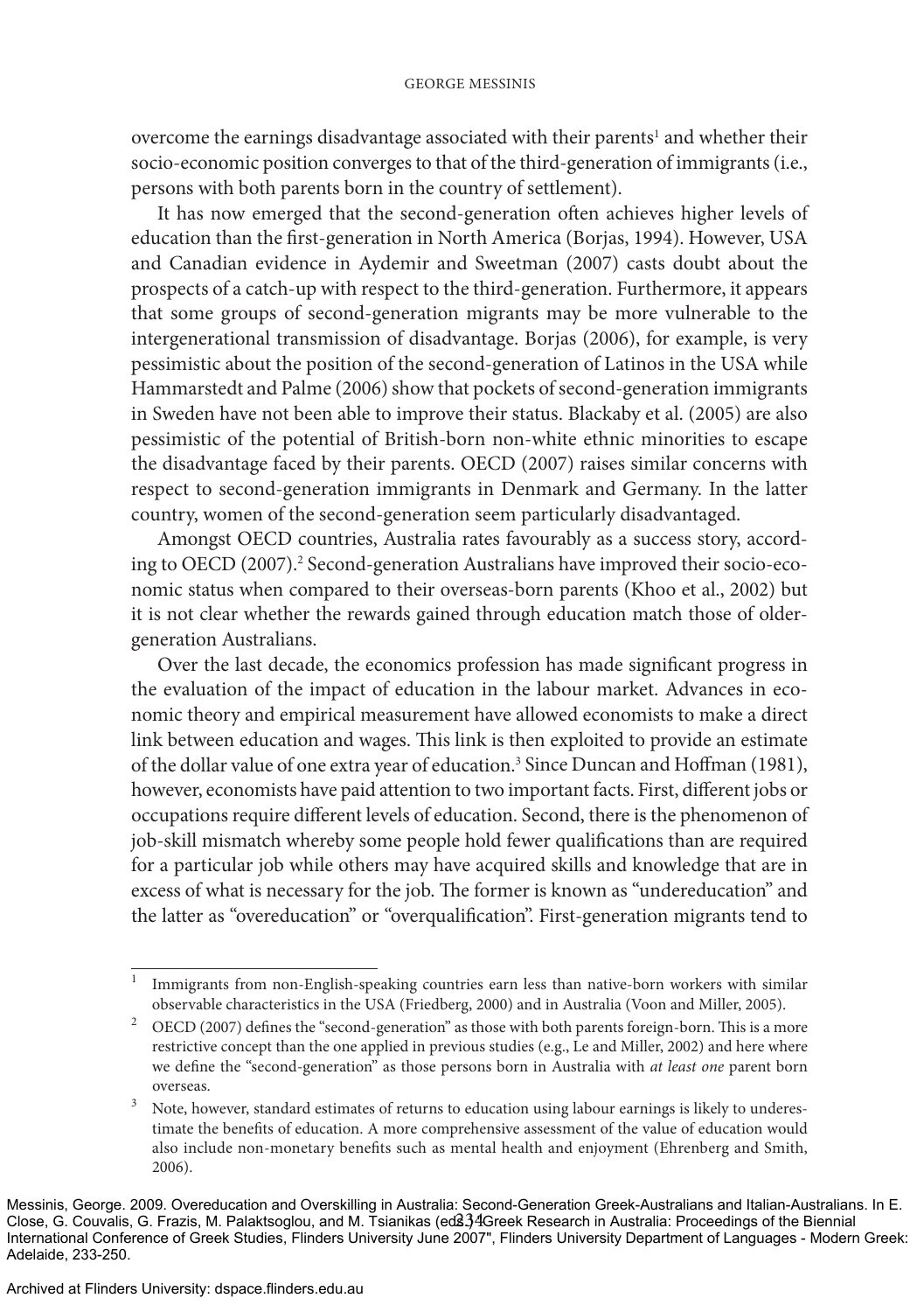overcome the earnings disadvantage associated with their parents[1] and whether their socio-economic position converges to that of the third-generation of immigrants (i.e., persons with both parents born in the country of settlement).

It has now emerged that the second-generation often achieves higher levels of education than the first-generation in North America (Borjas, 1994). However, USA and Canadian evidence in Aydemir and Sweetman (2007) casts doubt about the prospects of a catch-up with respect to the third-generation. Furthermore, it appears that some groups of second-generation migrants may be more vulnerable to the intergenerational transmission of disadvantage. Borjas (2006), for example, is very pessimistic about the position of the second-generation of Latinos in the USA while Hammarstedt and Palme (2006) show that pockets of second-generation immigrants in Sweden have not been able to improve their status. Blackaby et al. (2005) are also pessimistic of the potential of British-born non-white ethnic minorities to escape the disadvantage faced by their parents. OECD (2007) raises similar concerns with respect to second-generation immigrants in Denmark and Germany. In the latter country, women of the second-generation seem particularly disadvantaged.

Amongst OECD countries, Australia rates favourably as a success story, according to OECD (2007).[2] Second-generation Australians have improved their socio-economic status when compared to their overseas-born parents (Khoo et al., 2002) but it is not clear whether the rewards gained through education match those of older-generation Australians.

Over the last decade, the economics profession has made significant progress in the evaluation of the impact of education in the labour market. Advances in economic theory and empirical measurement have allowed economists to make a direct link between education and wages. This link is then exploited to provide an estimate of the dollar value of one extra year of education.[3] Since Duncan and Hoffman (1981), however, economists have paid attention to two important facts. First, different jobs or occupations require different levels of education. Second, there is the phenomenon of job-skill mismatch whereby some people hold fewer qualifications than are required for a particular job while others may have acquired skills and knowledge that are in excess of what is necessary for the job. The former is known as "undereducation" and the latter as "overeducation" or "overqualification". First-generation migrants tend to

---

[1] Immigrants from non-English-speaking countries earn less than native-born workers with similar observable characteristics in the USA (Friedberg, 2000) and in Australia (Voon and Miller, 2005).

[2] OECD (2007) defines the "second-generation" as those with both parents foreign-born. This is a more restrictive concept than the one applied in previous studies (e.g., Le and Miller, 2002) and here where we define the "second-generation" as those persons born in Australia with *at least one* parent born overseas.

[3] Note, however, standard estimates of returns to education using labour earnings is likely to underestimate the benefits of education. A more comprehensive assessment of the value of education would also include non-monetary benefits such as mental health and enjoyment (Ehrenberg and Smith, 2006).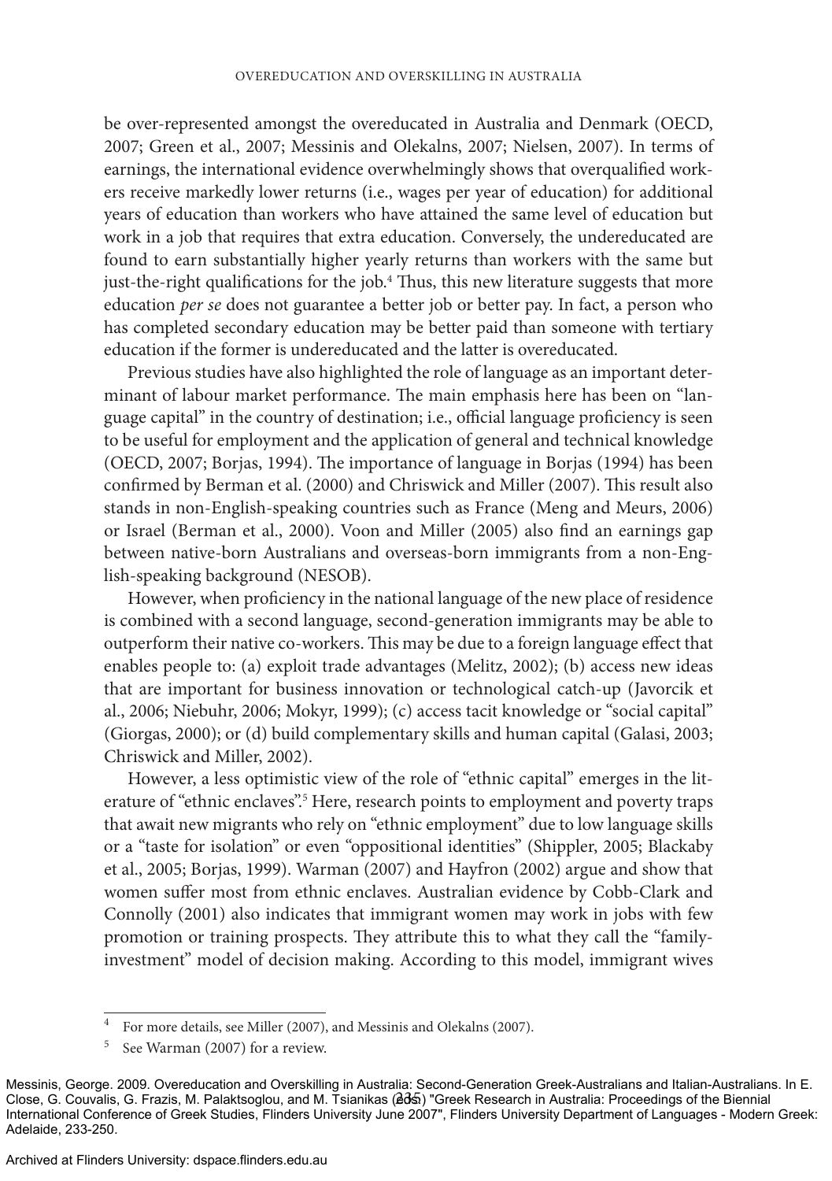be over-represented amongst the overeducated in Australia and Denmark (OECD, 2007; Green et al., 2007; Messinis and Olekalns, 2007; Nielsen, 2007). In terms of earnings, the international evidence overwhelmingly shows that overqualified workers receive markedly lower returns (i.e., wages per year of education) for additional years of education than workers who have attained the same level of education but work in a job that requires that extra education. Conversely, the undereducated are found to earn substantially higher yearly returns than workers with the same but just-the-right qualifications for the job.[4] Thus, this new literature suggests that more education *per se* does not guarantee a better job or better pay. In fact, a person who has completed secondary education may be better paid than someone with tertiary education if the former is undereducated and the latter is overeducated.

Previous studies have also highlighted the role of language as an important determinant of labour market performance. The main emphasis here has been on "language capital" in the country of destination; i.e., official language proficiency is seen to be useful for employment and the application of general and technical knowledge (OECD, 2007; Borjas, 1994). The importance of language in Borjas (1994) has been confirmed by Berman et al. (2000) and Chriswick and Miller (2007). This result also stands in non-English-speaking countries such as France (Meng and Meurs, 2006) or Israel (Berman et al., 2000). Voon and Miller (2005) also find an earnings gap between native-born Australians and overseas-born immigrants from a non-English-speaking background (NESOB).

However, when proficiency in the national language of the new place of residence is combined with a second language, second-generation immigrants may be able to outperform their native co-workers. This may be due to a foreign language effect that enables people to: (a) exploit trade advantages (Melitz, 2002); (b) access new ideas that are important for business innovation or technological catch-up (Javorcik et al., 2006; Niebuhr, 2006; Mokyr, 1999); (c) access tacit knowledge or "social capital" (Giorgas, 2000); or (d) build complementary skills and human capital (Galasi, 2003; Chriswick and Miller, 2002).

However, a less optimistic view of the role of "ethnic capital" emerges in the literature of "ethnic enclaves".[5] Here, research points to employment and poverty traps that await new migrants who rely on "ethnic employment" due to low language skills or a "taste for isolation" or even "oppositional identities" (Shippler, 2005; Blackaby et al., 2005; Borjas, 1999). Warman (2007) and Hayfron (2002) argue and show that women suffer most from ethnic enclaves. Australian evidence by Cobb-Clark and Connolly (2001) also indicates that immigrant women may work in jobs with few promotion or training prospects. They attribute this to what they call the "family-investment" model of decision making. According to this model, immigrant wives

[4] For more details, see Miller (2007), and Messinis and Olekalns (2007).

[5] See Warman (2007) for a review.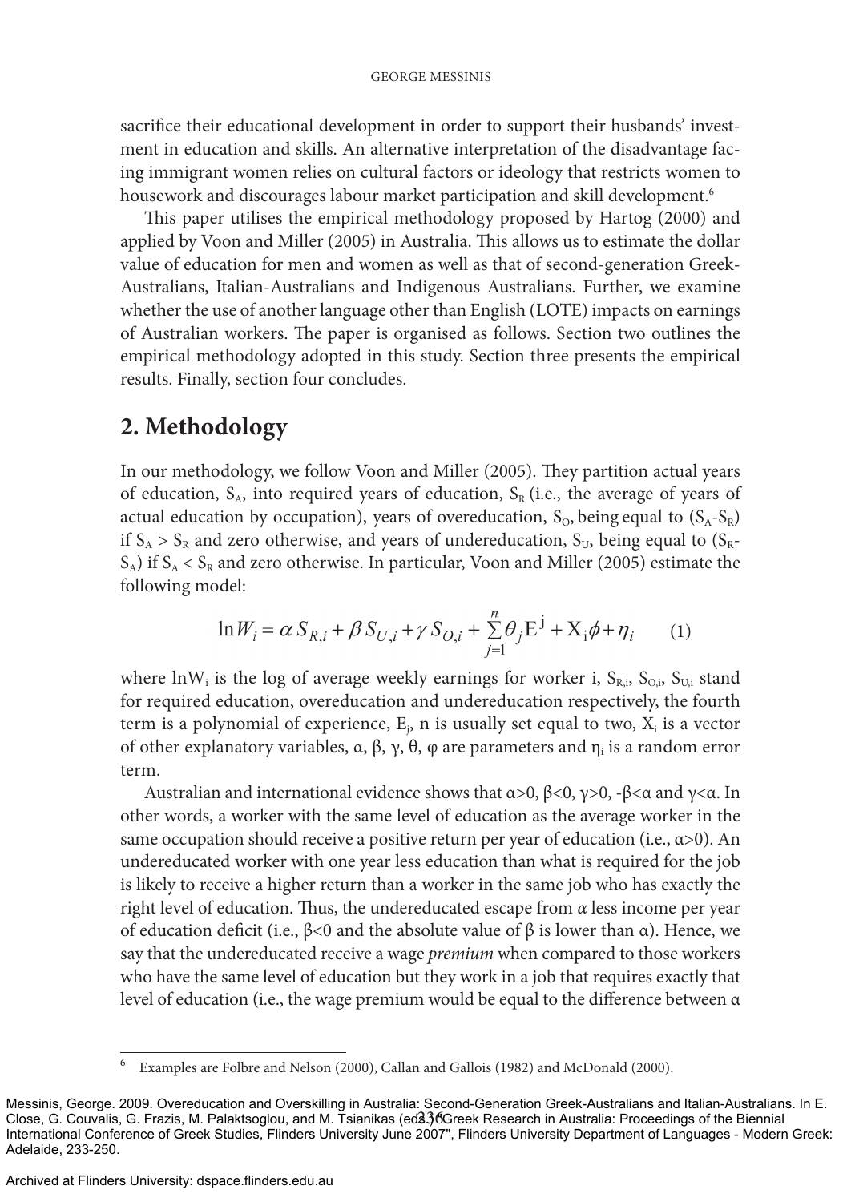sacrifice their educational development in order to support their husbands' investment in education and skills. An alternative interpretation of the disadvantage facing immigrant women relies on cultural factors or ideology that restricts women to housework and discourages labour market participation and skill development.[6]

This paper utilises the empirical methodology proposed by Hartog (2000) and applied by Voon and Miller (2005) in Australia. This allows us to estimate the dollar value of education for men and women as well as that of second-generation Greek-Australians, Italian-Australians and Indigenous Australians. Further, we examine whether the use of another language other than English (LOTE) impacts on earnings of Australian workers. The paper is organised as follows. Section two outlines the empirical methodology adopted in this study. Section three presents the empirical results. Finally, section four concludes.

## 2. Methodology

In our methodology, we follow Voon and Miller (2005). They partition actual years of education, $S_A$, into required years of education, $S_R$ (i.e., the average of years of actual education by occupation), years of overeducation, $S_O$, being equal to ($S_A$-$S_R$) if $S_A > S_R$ and zero otherwise, and years of undereducation, $S_U$, being equal to ($S_R$-$S_A$) if $S_A < S_R$ and zero otherwise. In particular, Voon and Miller (2005) estimate the following model:

$$\ln W_i = \alpha S_{R,i} + \beta S_{U,i} + \gamma S_{O,i} + \sum_{j=1}^{n} \theta_j \mathrm{E}^{\mathrm{j}} + \mathrm{X}_{\mathrm{i}}\phi + \eta_i \qquad (1)$$

where $\ln W_i$ is the log of average weekly earnings for worker i, $S_{R,i}$, $S_{O,i}$, $S_{U,i}$ stand for required education, overeducation and undereducation respectively, the fourth term is a polynomial of experience, $E_j$, n is usually set equal to two, $X_i$ is a vector of other explanatory variables, α, β, γ, θ, φ are parameters and $\eta_i$ is a random error term.

Australian and international evidence shows that $\alpha>0$, $\beta<0$, $\gamma>0$, $-\beta<\alpha$ and $\gamma<\alpha$. In other words, a worker with the same level of education as the average worker in the same occupation should receive a positive return per year of education (i.e., $\alpha>0$). An undereducated worker with one year less education than what is required for the job is likely to receive a higher return than a worker in the same job who has exactly the right level of education. Thus, the undereducated escape from *α* less income per year of education deficit (i.e., $\beta<0$ and the absolute value of β is lower than α). Hence, we say that the undereducated receive a wage *premium* when compared to those workers who have the same level of education but they work in a job that requires exactly that level of education (i.e., the wage premium would be equal to the difference between α

[6] Examples are Folbre and Nelson (2000), Callan and Gallois (1982) and McDonald (2000).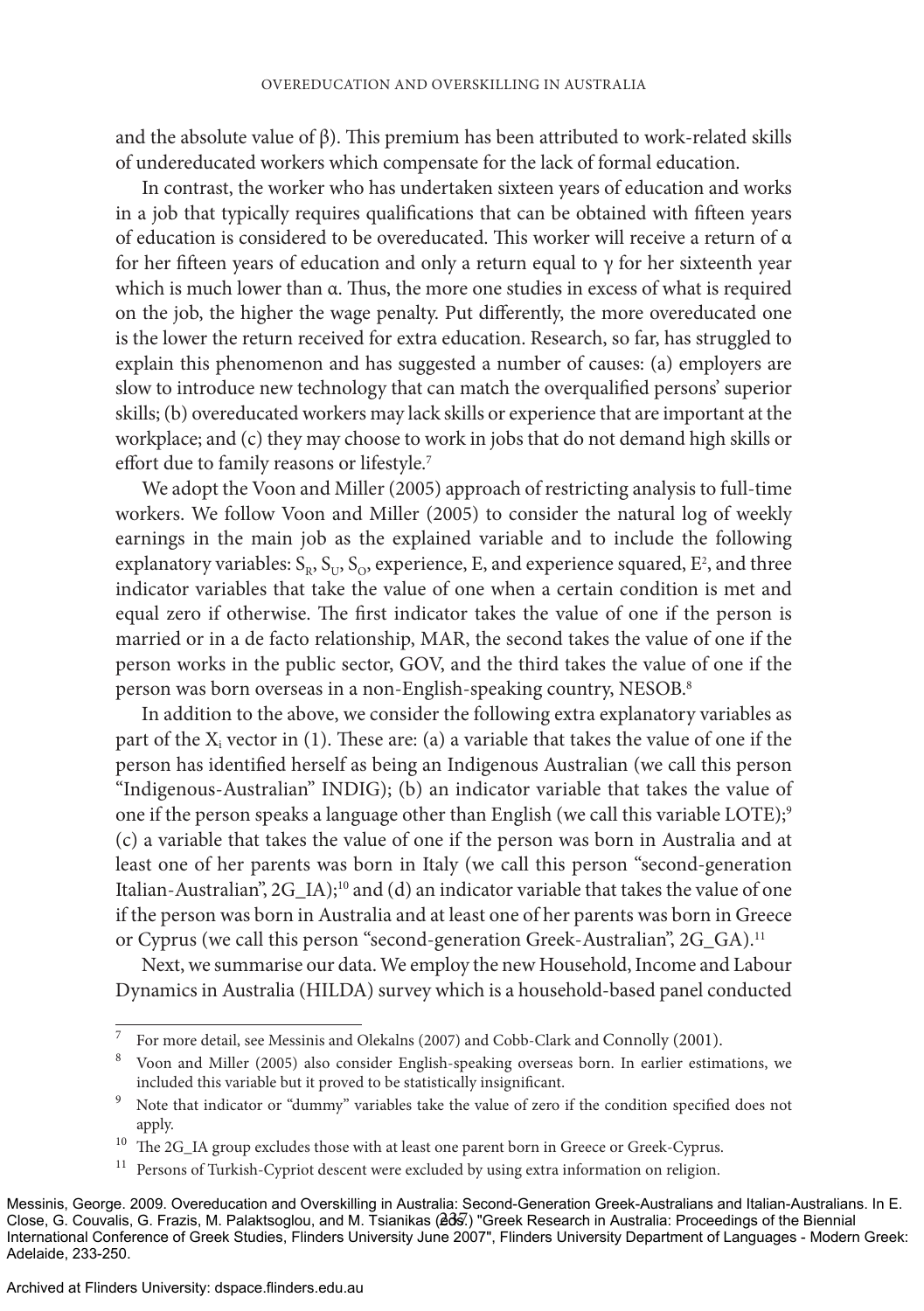and the absolute value of β). This premium has been attributed to work-related skills of undereducated workers which compensate for the lack of formal education.

In contrast, the worker who has undertaken sixteen years of education and works in a job that typically requires qualifications that can be obtained with fifteen years of education is considered to be overeducated. This worker will receive a return of α for her fifteen years of education and only a return equal to γ for her sixteenth year which is much lower than α. Thus, the more one studies in excess of what is required on the job, the higher the wage penalty. Put differently, the more overeducated one is the lower the return received for extra education. Research, so far, has struggled to explain this phenomenon and has suggested a number of causes: (a) employers are slow to introduce new technology that can match the overqualified persons' superior skills; (b) overeducated workers may lack skills or experience that are important at the workplace; and (c) they may choose to work in jobs that do not demand high skills or effort due to family reasons or lifestyle.[7]

We adopt the Voon and Miller (2005) approach of restricting analysis to full-time workers. We follow Voon and Miller (2005) to consider the natural log of weekly earnings in the main job as the explained variable and to include the following explanatory variables: $S_R$, $S_U$, $S_O$, experience, E, and experience squared, $E^2$, and three indicator variables that take the value of one when a certain condition is met and equal zero if otherwise. The first indicator takes the value of one if the person is married or in a de facto relationship, MAR, the second takes the value of one if the person works in the public sector, GOV, and the third takes the value of one if the person was born overseas in a non-English-speaking country, NESOB.[8]

In addition to the above, we consider the following extra explanatory variables as part of the $X_i$ vector in (1). These are: (a) a variable that takes the value of one if the person has identified herself as being an Indigenous Australian (we call this person "Indigenous-Australian" INDIG); (b) an indicator variable that takes the value of one if the person speaks a language other than English (we call this variable LOTE);[9] (c) a variable that takes the value of one if the person was born in Australia and at least one of her parents was born in Italy (we call this person "second-generation Italian-Australian", 2G_IA);[10] and (d) an indicator variable that takes the value of one if the person was born in Australia and at least one of her parents was born in Greece or Cyprus (we call this person "second-generation Greek-Australian", 2G_GA).[11]

Next, we summarise our data. We employ the new Household, Income and Labour Dynamics in Australia (HILDA) survey which is a household-based panel conducted

---

[7] For more detail, see Messinis and Olekalns (2007) and Cobb-Clark and Connolly (2001).

[8] Voon and Miller (2005) also consider English-speaking overseas born. In earlier estimations, we included this variable but it proved to be statistically insignificant.

[9] Note that indicator or "dummy" variables take the value of zero if the condition specified does not apply.

[10] The 2G_IA group excludes those with at least one parent born in Greece or Greek-Cyprus.

[11] Persons of Turkish-Cypriot descent were excluded by using extra information on religion.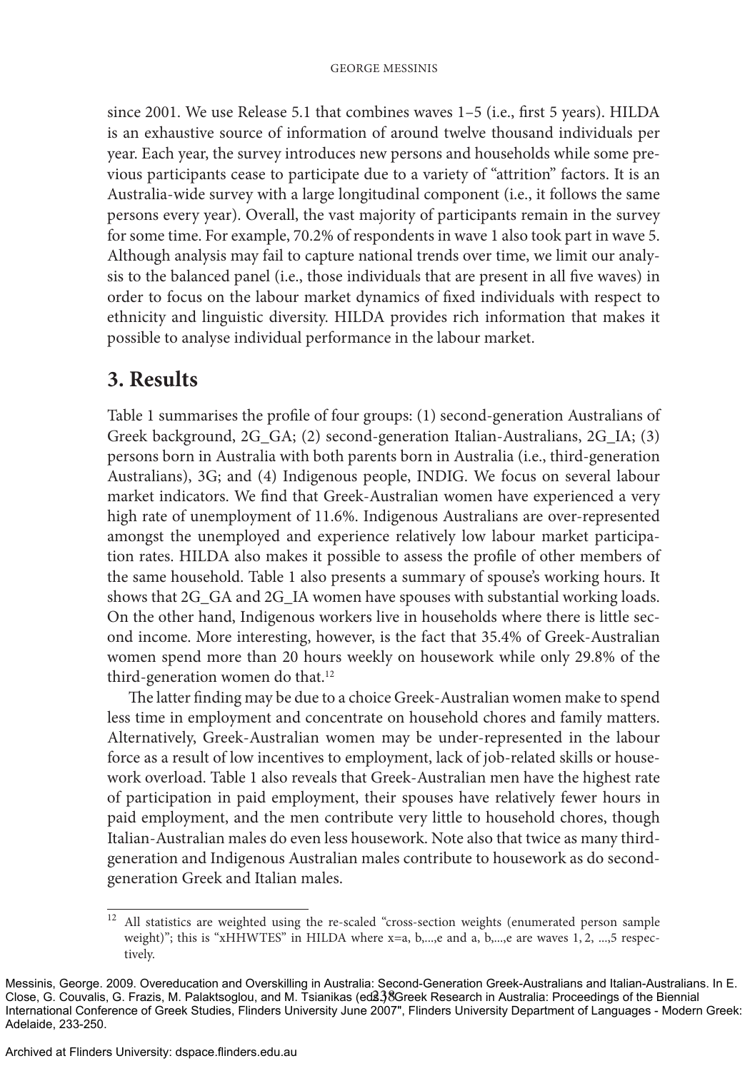since 2001. We use Release 5.1 that combines waves 1–5 (i.e., first 5 years). HILDA is an exhaustive source of information of around twelve thousand individuals per year. Each year, the survey introduces new persons and households while some previous participants cease to participate due to a variety of "attrition" factors. It is an Australia-wide survey with a large longitudinal component (i.e., it follows the same persons every year). Overall, the vast majority of participants remain in the survey for some time. For example, 70.2% of respondents in wave 1 also took part in wave 5. Although analysis may fail to capture national trends over time, we limit our analysis to the balanced panel (i.e., those individuals that are present in all five waves) in order to focus on the labour market dynamics of fixed individuals with respect to ethnicity and linguistic diversity. HILDA provides rich information that makes it possible to analyse individual performance in the labour market.

## 3. Results

Table 1 summarises the profile of four groups: (1) second-generation Australians of Greek background, 2G_GA; (2) second-generation Italian-Australians, 2G_IA; (3) persons born in Australia with both parents born in Australia (i.e., third-generation Australians), 3G; and (4) Indigenous people, INDIG. We focus on several labour market indicators. We find that Greek-Australian women have experienced a very high rate of unemployment of 11.6%. Indigenous Australians are over-represented amongst the unemployed and experience relatively low labour market participation rates. HILDA also makes it possible to assess the profile of other members of the same household. Table 1 also presents a summary of spouse's working hours. It shows that 2G_GA and 2G_IA women have spouses with substantial working loads. On the other hand, Indigenous workers live in households where there is little second income. More interesting, however, is the fact that 35.4% of Greek-Australian women spend more than 20 hours weekly on housework while only 29.8% of the third-generation women do that.[12]

The latter finding may be due to a choice Greek-Australian women make to spend less time in employment and concentrate on household chores and family matters. Alternatively, Greek-Australian women may be under-represented in the labour force as a result of low incentives to employment, lack of job-related skills or housework overload. Table 1 also reveals that Greek-Australian men have the highest rate of participation in paid employment, their spouses have relatively fewer hours in paid employment, and the men contribute very little to household chores, though Italian-Australian males do even less housework. Note also that twice as many third-generation and Indigenous Australian males contribute to housework as do second-generation Greek and Italian males.

---

[12] All statistics are weighted using the re-scaled "cross-section weights (enumerated person sample weight)"; this is "xHHWTES" in HILDA where x=a, b,...,e and a, b,...,e are waves 1, 2, ...,5 respectively.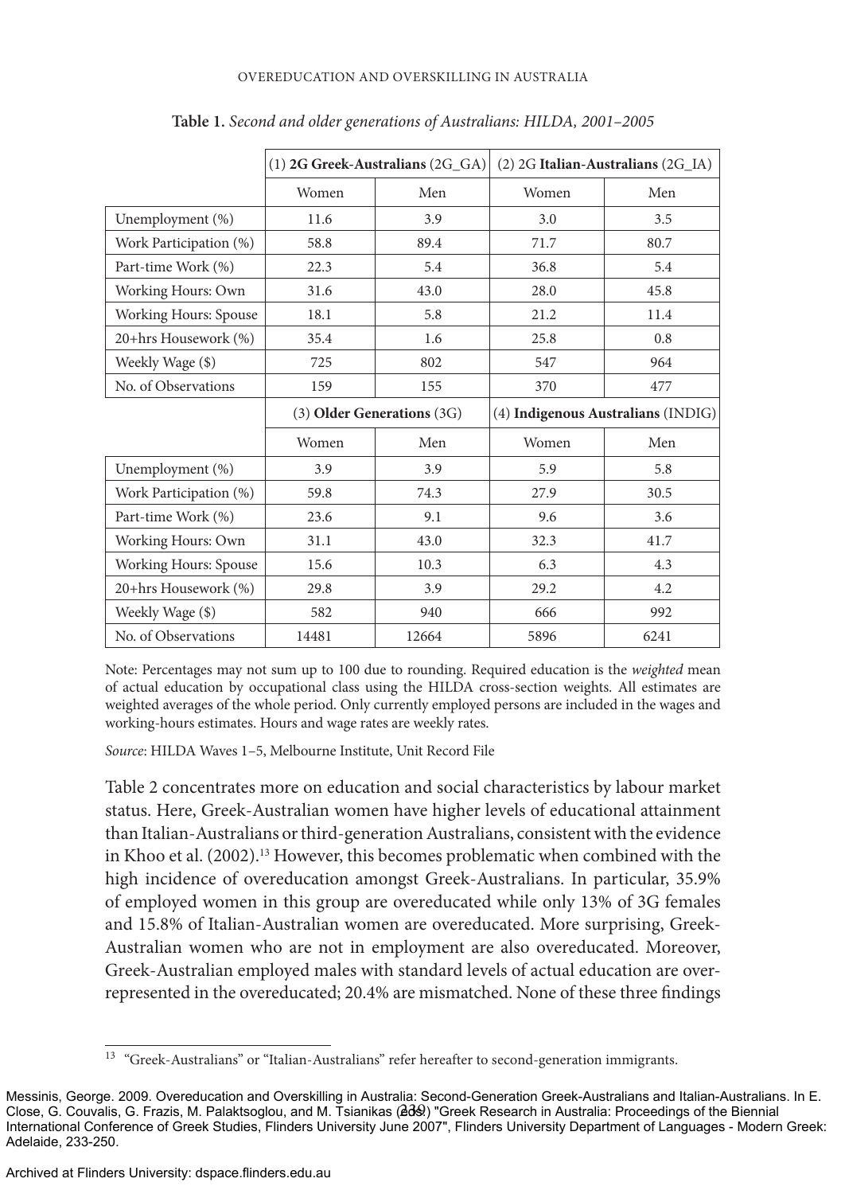**Table 1.** *Second and older generations of Australians: HILDA, 2001–2005*

| | (1) **2G Greek-Australians** (2G_GA) | | (2) 2G **Italian-Australians** (2G_IA) | |
|---|---|---|---|---|
| | Women | Men | Women | Men |
| Unemployment (%) | 11.6 | 3.9 | 3.0 | 3.5 |
| Work Participation (%) | 58.8 | 89.4 | 71.7 | 80.7 |
| Part-time Work (%) | 22.3 | 5.4 | 36.8 | 5.4 |
| Working Hours: Own | 31.6 | 43.0 | 28.0 | 45.8 |
| Working Hours: Spouse | 18.1 | 5.8 | 21.2 | 11.4 |
| 20+hrs Housework (%) | 35.4 | 1.6 | 25.8 | 0.8 |
| Weekly Wage ($) | 725 | 802 | 547 | 964 |
| No. of Observations | 159 | 155 | 370 | 477 |
| | (3) **Older Generations** (3G) | | (4) **Indigenous Australians** (INDIG) | |
| | Women | Men | Women | Men |
| Unemployment (%) | 3.9 | 3.9 | 5.9 | 5.8 |
| Work Participation (%) | 59.8 | 74.3 | 27.9 | 30.5 |
| Part-time Work (%) | 23.6 | 9.1 | 9.6 | 3.6 |
| Working Hours: Own | 31.1 | 43.0 | 32.3 | 41.7 |
| Working Hours: Spouse | 15.6 | 10.3 | 6.3 | 4.3 |
| 20+hrs Housework (%) | 29.8 | 3.9 | 29.2 | 4.2 |
| Weekly Wage ($) | 582 | 940 | 666 | 992 |
| No. of Observations | 14481 | 12664 | 5896 | 6241 |

Note: Percentages may not sum up to 100 due to rounding. Required education is the *weighted* mean of actual education by occupational class using the HILDA cross-section weights. All estimates are weighted averages of the whole period. Only currently employed persons are included in the wages and working-hours estimates. Hours and wage rates are weekly rates.

*Source*: HILDA Waves 1–5, Melbourne Institute, Unit Record File

Table 2 concentrates more on education and social characteristics by labour market status. Here, Greek-Australian women have higher levels of educational attainment than Italian-Australians or third-generation Australians, consistent with the evidence in Khoo et al. (2002).[13] However, this becomes problematic when combined with the high incidence of overeducation amongst Greek-Australians. In particular, 35.9% of employed women in this group are overeducated while only 13% of 3G females and 15.8% of Italian-Australian women are overeducated. More surprising, Greek-Australian women who are not in employment are also overeducated. Moreover, Greek-Australian employed males with standard levels of actual education are over-represented in the overeducated; 20.4% are mismatched. None of these three findings

[13] "Greek-Australians" or "Italian-Australians" refer hereafter to second-generation immigrants.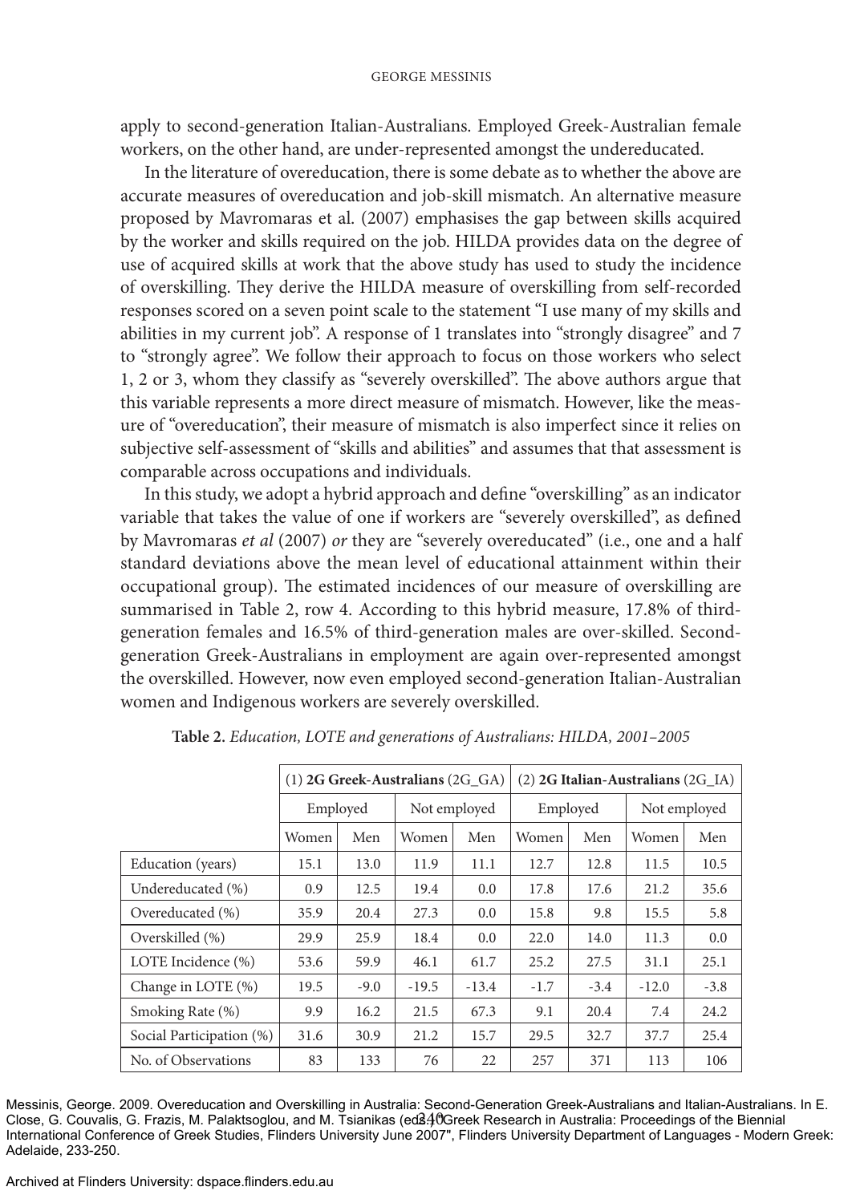apply to second-generation Italian-Australians. Employed Greek-Australian female workers, on the other hand, are under-represented amongst the undereducated.

In the literature of overeducation, there is some debate as to whether the above are accurate measures of overeducation and job-skill mismatch. An alternative measure proposed by Mavromaras et al. (2007) emphasises the gap between skills acquired by the worker and skills required on the job. HILDA provides data on the degree of use of acquired skills at work that the above study has used to study the incidence of overskilling. They derive the HILDA measure of overskilling from self-recorded responses scored on a seven point scale to the statement "I use many of my skills and abilities in my current job". A response of 1 translates into "strongly disagree" and 7 to "strongly agree". We follow their approach to focus on those workers who select 1, 2 or 3, whom they classify as "severely overskilled". The above authors argue that this variable represents a more direct measure of mismatch. However, like the measure of "overeducation", their measure of mismatch is also imperfect since it relies on subjective self-assessment of "skills and abilities" and assumes that that assessment is comparable across occupations and individuals.

In this study, we adopt a hybrid approach and define "overskilling" as an indicator variable that takes the value of one if workers are "severely overskilled", as defined by Mavromaras *et al* (2007) *or* they are "severely overeducated" (i.e., one and a half standard deviations above the mean level of educational attainment within their occupational group). The estimated incidences of our measure of overskilling are summarised in Table 2, row 4. According to this hybrid measure, 17.8% of third-generation females and 16.5% of third-generation males are over-skilled. Second-generation Greek-Australians in employment are again over-represented amongst the overskilled. However, now even employed second-generation Italian-Australian women and Indigenous workers are severely overskilled.

**Table 2.** *Education, LOTE and generations of Australians: HILDA, 2001–2005*

| | (1) **2G Greek-Australians** (2G_GA) | | | | (2) **2G Italian-Australians** (2G_IA) | | | |
|---|---|---|---|---|---|---|---|---|
| | Employed | | Not employed | | Employed | | Not employed | |
| | Women | Men | Women | Men | Women | Men | Women | Men |
| Education (years) | 15.1 | 13.0 | 11.9 | 11.1 | 12.7 | 12.8 | 11.5 | 10.5 |
| Undereducated (%) | 0.9 | 12.5 | 19.4 | 0.0 | 17.8 | 17.6 | 21.2 | 35.6 |
| Overeducated (%) | 35.9 | 20.4 | 27.3 | 0.0 | 15.8 | 9.8 | 15.5 | 5.8 |
| Overskilled (%) | 29.9 | 25.9 | 18.4 | 0.0 | 22.0 | 14.0 | 11.3 | 0.0 |
| LOTE Incidence (%) | 53.6 | 59.9 | 46.1 | 61.7 | 25.2 | 27.5 | 31.1 | 25.1 |
| Change in LOTE (%) | 19.5 | -9.0 | -19.5 | -13.4 | -1.7 | -3.4 | -12.0 | -3.8 |
| Smoking Rate (%) | 9.9 | 16.2 | 21.5 | 67.3 | 9.1 | 20.4 | 7.4 | 24.2 |
| Social Participation (%) | 31.6 | 30.9 | 21.2 | 15.7 | 29.5 | 32.7 | 37.7 | 25.4 |
| No. of Observations | 83 | 133 | 76 | 22 | 257 | 371 | 113 | 106 |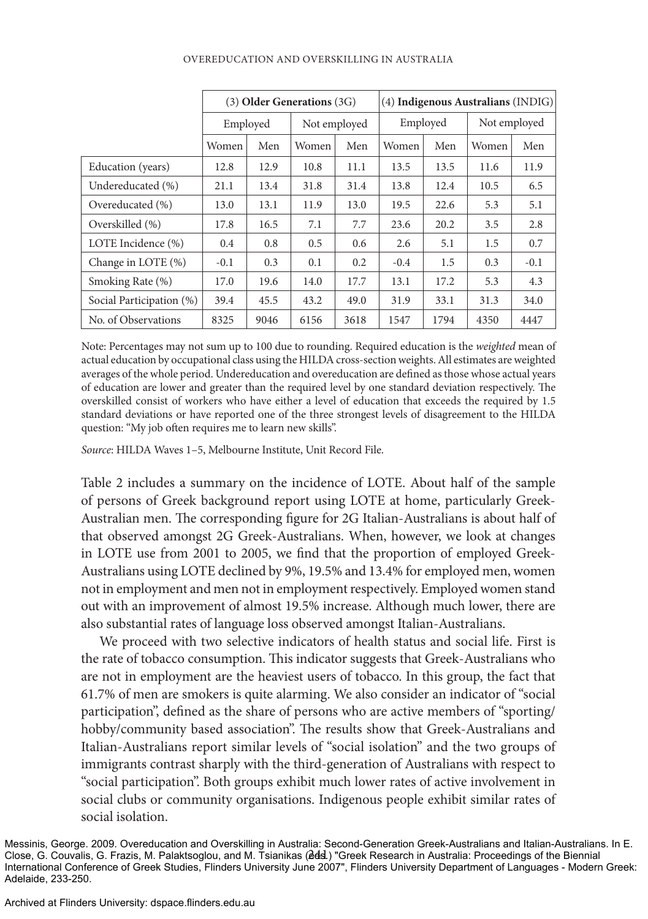|  | (3) **Older Generations** (3G) |  |  |  | (4) **Indigenous Australians** (INDIG) |  |  |  |
|---|---|---|---|---|---|---|---|---|
|  | Employed |  | Not employed |  | Employed |  | Not employed |  |
|  | Women | Men | Women | Men | Women | Men | Women | Men |
| Education (years) | 12.8 | 12.9 | 10.8 | 11.1 | 13.5 | 13.5 | 11.6 | 11.9 |
| Undereducated (%) | 21.1 | 13.4 | 31.8 | 31.4 | 13.8 | 12.4 | 10.5 | 6.5 |
| Overeducated (%) | 13.0 | 13.1 | 11.9 | 13.0 | 19.5 | 22.6 | 5.3 | 5.1 |
| Overskilled (%) | 17.8 | 16.5 | 7.1 | 7.7 | 23.6 | 20.2 | 3.5 | 2.8 |
| LOTE Incidence (%) | 0.4 | 0.8 | 0.5 | 0.6 | 2.6 | 5.1 | 1.5 | 0.7 |
| Change in LOTE (%) | -0.1 | 0.3 | 0.1 | 0.2 | -0.4 | 1.5 | 0.3 | -0.1 |
| Smoking Rate (%) | 17.0 | 19.6 | 14.0 | 17.7 | 13.1 | 17.2 | 5.3 | 4.3 |
| Social Participation (%) | 39.4 | 45.5 | 43.2 | 49.0 | 31.9 | 33.1 | 31.3 | 34.0 |
| No. of Observations | 8325 | 9046 | 6156 | 3618 | 1547 | 1794 | 4350 | 4447 |

Note: Percentages may not sum up to 100 due to rounding. Required education is the *weighted* mean of actual education by occupational class using the HILDA cross-section weights. All estimates are weighted averages of the whole period. Undereducation and overeducation are defined as those whose actual years of education are lower and greater than the required level by one standard deviation respectively. The overskilled consist of workers who have either a level of education that exceeds the required by 1.5 standard deviations or have reported one of the three strongest levels of disagreement to the HILDA question: "My job often requires me to learn new skills".

*Source*: HILDA Waves 1–5, Melbourne Institute, Unit Record File.

Table 2 includes a summary on the incidence of LOTE. About half of the sample of persons of Greek background report using LOTE at home, particularly Greek-Australian men. The corresponding figure for 2G Italian-Australians is about half of that observed amongst 2G Greek-Australians. When, however, we look at changes in LOTE use from 2001 to 2005, we find that the proportion of employed Greek-Australians using LOTE declined by 9%, 19.5% and 13.4% for employed men, women not in employment and men not in employment respectively. Employed women stand out with an improvement of almost 19.5% increase. Although much lower, there are also substantial rates of language loss observed amongst Italian-Australians.

We proceed with two selective indicators of health status and social life. First is the rate of tobacco consumption. This indicator suggests that Greek-Australians who are not in employment are the heaviest users of tobacco. In this group, the fact that 61.7% of men are smokers is quite alarming. We also consider an indicator of "social participation", defined as the share of persons who are active members of "sporting/hobby/community based association". The results show that Greek-Australians and Italian-Australians report similar levels of "social isolation" and the two groups of immigrants contrast sharply with the third-generation of Australians with respect to "social participation". Both groups exhibit much lower rates of active involvement in social clubs or community organisations. Indigenous people exhibit similar rates of social isolation.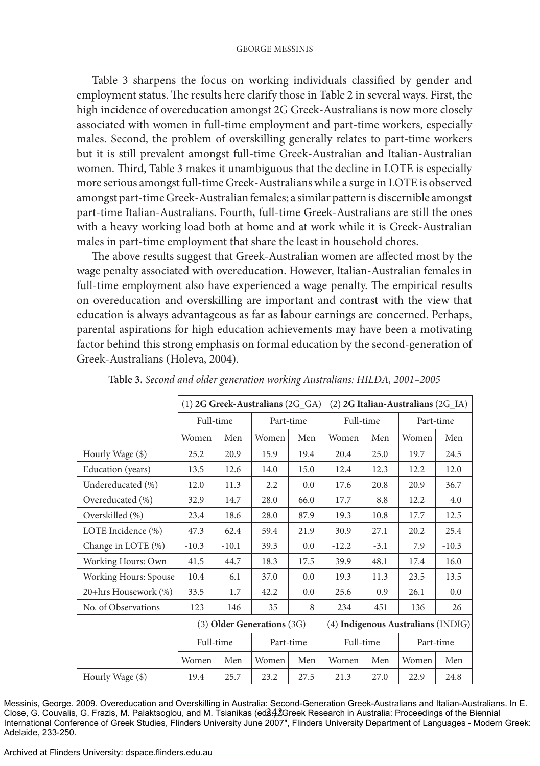Table 3 sharpens the focus on working individuals classified by gender and employment status. The results here clarify those in Table 2 in several ways. First, the high incidence of overeducation amongst 2G Greek-Australians is now more closely associated with women in full-time employment and part-time workers, especially males. Second, the problem of overskilling generally relates to part-time workers but it is still prevalent amongst full-time Greek-Australian and Italian-Australian women. Third, Table 3 makes it unambiguous that the decline in LOTE is especially more serious amongst full-time Greek-Australians while a surge in LOTE is observed amongst part-time Greek-Australian females; a similar pattern is discernible amongst part-time Italian-Australians. Fourth, full-time Greek-Australians are still the ones with a heavy working load both at home and at work while it is Greek-Australian males in part-time employment that share the least in household chores.

The above results suggest that Greek-Australian women are affected most by the wage penalty associated with overeducation. However, Italian-Australian females in full-time employment also have experienced a wage penalty. The empirical results on overeducation and overskilling are important and contrast with the view that education is always advantageous as far as labour earnings are concerned. Perhaps, parental aspirations for high education achievements may have been a motivating factor behind this strong emphasis on formal education by the second-generation of Greek-Australians (Holeva, 2004).

**Table 3.** *Second and older generation working Australians: HILDA, 2001–2005*

| | (1) **2G Greek-Australians** (2G_GA) | | | | (2) **2G Italian-Australians** (2G_IA) | | | |
|---|---|---|---|---|---|---|---|---|
| | Full-time | | Part-time | | Full-time | | Part-time | |
| | Women | Men | Women | Men | Women | Men | Women | Men |
| Hourly Wage ($) | 25.2 | 20.9 | 15.9 | 19.4 | 20.4 | 25.0 | 19.7 | 24.5 |
| Education (years) | 13.5 | 12.6 | 14.0 | 15.0 | 12.4 | 12.3 | 12.2 | 12.0 |
| Undereducated (%) | 12.0 | 11.3 | 2.2 | 0.0 | 17.6 | 20.8 | 20.9 | 36.7 |
| Overeducated (%) | 32.9 | 14.7 | 28.0 | 66.0 | 17.7 | 8.8 | 12.2 | 4.0 |
| Overskilled (%) | 23.4 | 18.6 | 28.0 | 87.9 | 19.3 | 10.8 | 17.7 | 12.5 |
| LOTE Incidence (%) | 47.3 | 62.4 | 59.4 | 21.9 | 30.9 | 27.1 | 20.2 | 25.4 |
| Change in LOTE (%) | -10.3 | -10.1 | 39.3 | 0.0 | -12.2 | -3.1 | 7.9 | -10.3 |
| Working Hours: Own | 41.5 | 44.7 | 18.3 | 17.5 | 39.9 | 48.1 | 17.4 | 16.0 |
| Working Hours: Spouse | 10.4 | 6.1 | 37.0 | 0.0 | 19.3 | 11.3 | 23.5 | 13.5 |
| 20+hrs Housework (%) | 33.5 | 1.7 | 42.2 | 0.0 | 25.6 | 0.9 | 26.1 | 0.0 |
| No. of Observations | 123 | 146 | 35 | 8 | 234 | 451 | 136 | 26 |
| | (3) **Older Generations** (3G) | | | | (4) **Indigenous Australians** (INDIG) | | | |
| | Full-time | | Part-time | | Full-time | | Part-time | |
| | Women | Men | Women | Men | Women | Men | Women | Men |
| Hourly Wage ($) | 19.4 | 25.7 | 23.2 | 27.5 | 21.3 | 27.0 | 22.9 | 24.8 |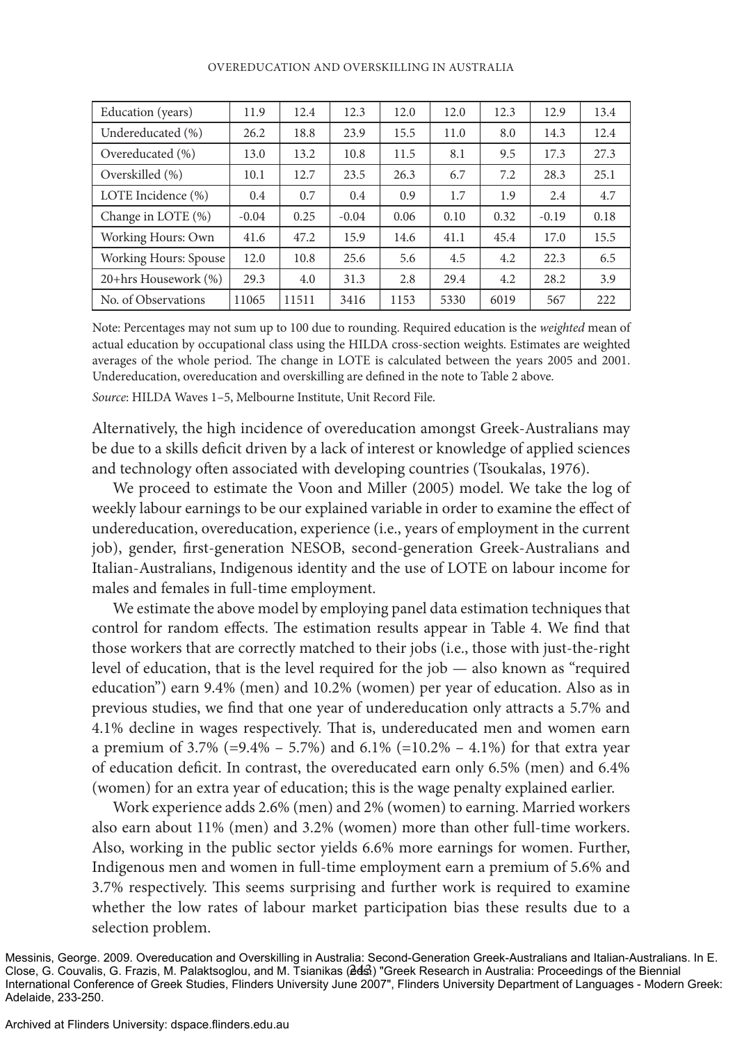| Education (years) | 11.9 | 12.4 | 12.3 | 12.0 | 12.0 | 12.3 | 12.9 | 13.4 |
|---|---|---|---|---|---|---|---|---|
| Undereducated (%) | 26.2 | 18.8 | 23.9 | 15.5 | 11.0 | 8.0 | 14.3 | 12.4 |
| Overeducated (%) | 13.0 | 13.2 | 10.8 | 11.5 | 8.1 | 9.5 | 17.3 | 27.3 |
| Overskilled (%) | 10.1 | 12.7 | 23.5 | 26.3 | 6.7 | 7.2 | 28.3 | 25.1 |
| LOTE Incidence (%) | 0.4 | 0.7 | 0.4 | 0.9 | 1.7 | 1.9 | 2.4 | 4.7 |
| Change in LOTE (%) | -0.04 | 0.25 | -0.04 | 0.06 | 0.10 | 0.32 | -0.19 | 0.18 |
| Working Hours: Own | 41.6 | 47.2 | 15.9 | 14.6 | 41.1 | 45.4 | 17.0 | 15.5 |
| Working Hours: Spouse | 12.0 | 10.8 | 25.6 | 5.6 | 4.5 | 4.2 | 22.3 | 6.5 |
| 20+hrs Housework (%) | 29.3 | 4.0 | 31.3 | 2.8 | 29.4 | 4.2 | 28.2 | 3.9 |
| No. of Observations | 11065 | 11511 | 3416 | 1153 | 5330 | 6019 | 567 | 222 |

Note: Percentages may not sum up to 100 due to rounding. Required education is the *weighted* mean of actual education by occupational class using the HILDA cross-section weights. Estimates are weighted averages of the whole period. The change in LOTE is calculated between the years 2005 and 2001. Undereducation, overeducation and overskilling are defined in the note to Table 2 above.

*Source*: HILDA Waves 1–5, Melbourne Institute, Unit Record File.

Alternatively, the high incidence of overeducation amongst Greek-Australians may be due to a skills deficit driven by a lack of interest or knowledge of applied sciences and technology often associated with developing countries (Tsoukalas, 1976).

We proceed to estimate the Voon and Miller (2005) model. We take the log of weekly labour earnings to be our explained variable in order to examine the effect of undereducation, overeducation, experience (i.e., years of employment in the current job), gender, first-generation NESOB, second-generation Greek-Australians and Italian-Australians, Indigenous identity and the use of LOTE on labour income for males and females in full-time employment.

We estimate the above model by employing panel data estimation techniques that control for random effects. The estimation results appear in Table 4. We find that those workers that are correctly matched to their jobs (i.e., those with just-the-right level of education, that is the level required for the job — also known as "required education") earn 9.4% (men) and 10.2% (women) per year of education. Also as in previous studies, we find that one year of undereducation only attracts a 5.7% and 4.1% decline in wages respectively. That is, undereducated men and women earn a premium of 3.7% (=9.4% – 5.7%) and 6.1% (=10.2% – 4.1%) for that extra year of education deficit. In contrast, the overeducated earn only 6.5% (men) and 6.4% (women) for an extra year of education; this is the wage penalty explained earlier.

Work experience adds 2.6% (men) and 2% (women) to earning. Married workers also earn about 11% (men) and 3.2% (women) more than other full-time workers. Also, working in the public sector yields 6.6% more earnings for women. Further, Indigenous men and women in full-time employment earn a premium of 5.6% and 3.7% respectively. This seems surprising and further work is required to examine whether the low rates of labour market participation bias these results due to a selection problem.

Messinis, George. 2009. Overeducation and Overskilling in Australia: Second-Generation Greek-Australians and Italian-Australians. In E. Close, G. Couvalis, G. Frazis, M. Palaktsoglou, and M. Tsianikas (eds.) "Greek Research in Australia: Proceedings of the Biennial International Conference of Greek Studies, Flinders University June 2007", Flinders University Department of Languages - Modern Greek: Adelaide, 233-250.

Archived at Flinders University: dspace.flinders.edu.au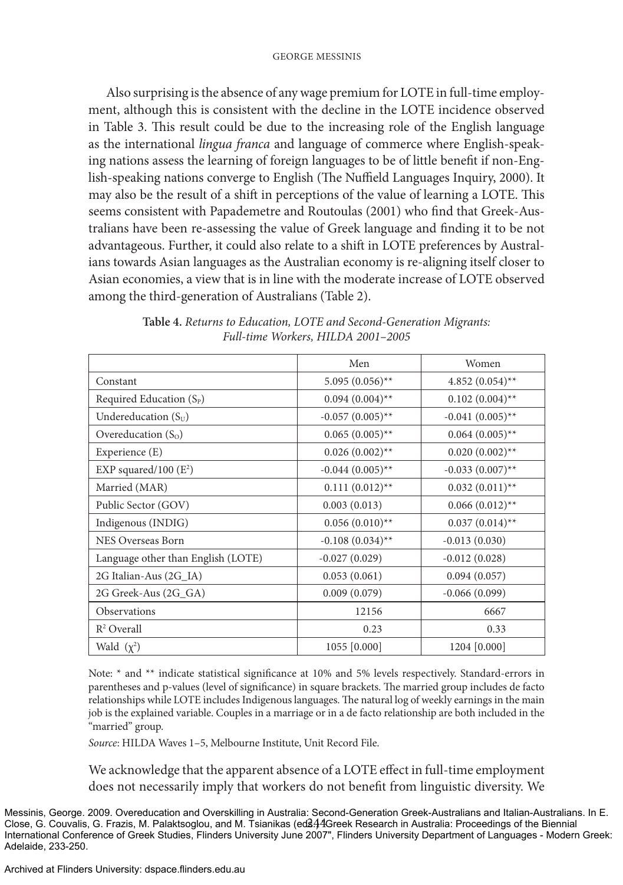Also surprising is the absence of any wage premium for LOTE in full-time employment, although this is consistent with the decline in the LOTE incidence observed in Table 3. This result could be due to the increasing role of the English language as the international *lingua franca* and language of commerce where English-speaking nations assess the learning of foreign languages to be of little benefit if non-English-speaking nations converge to English (The Nuffield Languages Inquiry, 2000). It may also be the result of a shift in perceptions of the value of learning a LOTE. This seems consistent with Papademetre and Routoulas (2001) who find that Greek-Australians have been re-assessing the value of Greek language and finding it to be not advantageous. Further, it could also relate to a shift in LOTE preferences by Australians towards Asian languages as the Australian economy is re-aligning itself closer to Asian economies, a view that is in line with the moderate increase of LOTE observed among the third-generation of Australians (Table 2).

**Table 4.** *Returns to Education, LOTE and Second-Generation Migrants: Full-time Workers, HILDA 2001–2005*

| | Men | Women |
|---|---|---|
| Constant | 5.095 (0.056)** | 4.852 (0.054)** |
| Required Education ($S_P$) | 0.094 (0.004)** | 0.102 (0.004)** |
| Undereducation ($S_U$) | -0.057 (0.005)** | -0.041 (0.005)** |
| Overeducation ($S_O$) | 0.065 (0.005)** | 0.064 (0.005)** |
| Experience (E) | 0.026 (0.002)** | 0.020 (0.002)** |
| EXP squared/100 ($E^2$) | -0.044 (0.005)** | -0.033 (0.007)** |
| Married (MAR) | 0.111 (0.012)** | 0.032 (0.011)** |
| Public Sector (GOV) | 0.003 (0.013) | 0.066 (0.012)** |
| Indigenous (INDIG) | 0.056 (0.010)** | 0.037 (0.014)** |
| NES Overseas Born | -0.108 (0.034)** | -0.013 (0.030) |
| Language other than English (LOTE) | -0.027 (0.029) | -0.012 (0.028) |
| 2G Italian-Aus (2G_IA) | 0.053 (0.061) | 0.094 (0.057) |
| 2G Greek-Aus (2G_GA) | 0.009 (0.079) | -0.066 (0.099) |
| Observations | 12156 | 6667 |
| $R^2$ Overall | 0.23 | 0.33 |
| Wald ($\chi^2$) | 1055 [0.000] | 1204 [0.000] |

Note: * and ** indicate statistical significance at 10% and 5% levels respectively. Standard-errors in parentheses and p-values (level of significance) in square brackets. The married group includes de facto relationships while LOTE includes Indigenous languages. The natural log of weekly earnings in the main job is the explained variable. Couples in a marriage or in a de facto relationship are both included in the "married" group.

*Source*: HILDA Waves 1–5, Melbourne Institute, Unit Record File.

We acknowledge that the apparent absence of a LOTE effect in full-time employment does not necessarily imply that workers do not benefit from linguistic diversity. We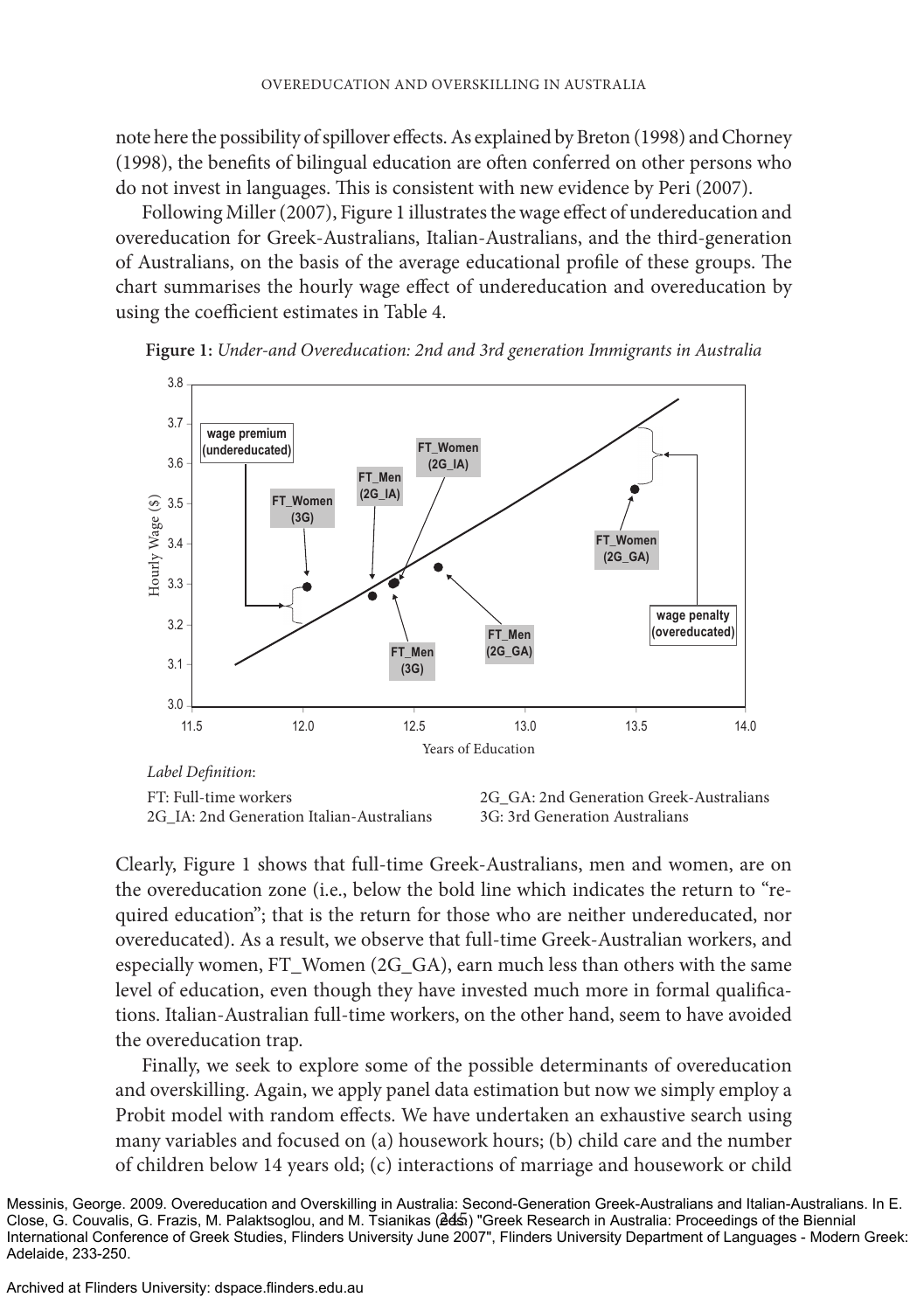note here the possibility of spillover effects. As explained by Breton (1998) and Chorney (1998), the benefits of bilingual education are often conferred on other persons who do not invest in languages. This is consistent with new evidence by Peri (2007).

Following Miller (2007), Figure 1 illustrates the wage effect of undereducation and overeducation for Greek-Australians, Italian-Australians, and the third-generation of Australians, on the basis of the average educational profile of these groups. The chart summarises the hourly wage effect of undereducation and overeducation by using the coefficient estimates in Table 4.

**Figure 1:** *Under-and Overeducation: 2nd and 3rd generation Immigrants in Australia*

*Label Definition*:

FT: Full-time workers
2G_IA: 2nd Generation Italian-Australians
2G_GA: 2nd Generation Greek-Australians
3G: 3rd Generation Australians

Clearly, Figure 1 shows that full-time Greek-Australians, men and women, are on the overeducation zone (i.e., below the bold line which indicates the return to "required education"; that is the return for those who are neither undereducated, nor overeducated). As a result, we observe that full-time Greek-Australian workers, and especially women, FT_Women (2G_GA), earn much less than others with the same level of education, even though they have invested much more in formal qualifications. Italian-Australian full-time workers, on the other hand, seem to have avoided the overeducation trap.

Finally, we seek to explore some of the possible determinants of overeducation and overskilling. Again, we apply panel data estimation but now we simply employ a Probit model with random effects. We have undertaken an exhaustive search using many variables and focused on (a) housework hours; (b) child care and the number of children below 14 years old; (c) interactions of marriage and housework or child

Messinis, George. 2009. Overeducation and Overskilling in Australia: Second-Generation Greek-Australians and Italian-Australians. In E. Close, G. Couvalis, G. Frazis, M. Palaktsoglou, and M. Tsianikas (eds.) "Greek Research in Australia: Proceedings of the Biennial International Conference of Greek Studies, Flinders University June 2007", Flinders University Department of Languages - Modern Greek: Adelaide, 233-250.

Archived at Flinders University: dspace.flinders.edu.au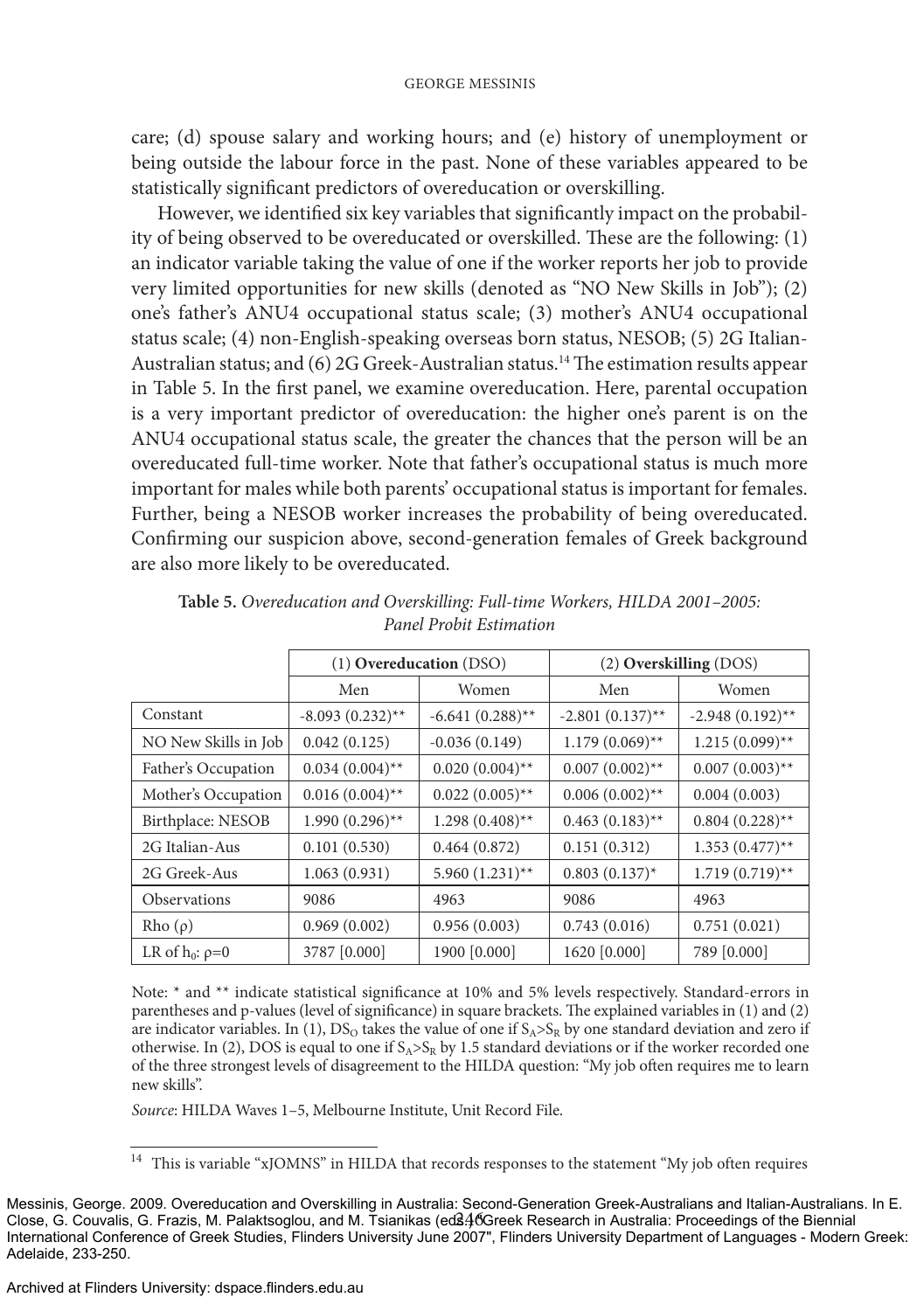care; (d) spouse salary and working hours; and (e) history of unemployment or being outside the labour force in the past. None of these variables appeared to be statistically significant predictors of overeducation or overskilling.

However, we identified six key variables that significantly impact on the probability of being observed to be overeducated or overskilled. These are the following: (1) an indicator variable taking the value of one if the worker reports her job to provide very limited opportunities for new skills (denoted as "NO New Skills in Job"); (2) one's father's ANU4 occupational status scale; (3) mother's ANU4 occupational status scale; (4) non-English-speaking overseas born status, NESOB; (5) 2G Italian-Australian status; and (6) 2G Greek-Australian status.[14] The estimation results appear in Table 5. In the first panel, we examine overeducation. Here, parental occupation is a very important predictor of overeducation: the higher one's parent is on the ANU4 occupational status scale, the greater the chances that the person will be an overeducated full-time worker. Note that father's occupational status is much more important for males while both parents' occupational status is important for females. Further, being a NESOB worker increases the probability of being overeducated. Confirming our suspicion above, second-generation females of Greek background are also more likely to be overeducated.

**Table 5.** *Overeducation and Overskilling: Full-time Workers, HILDA 2001–2005: Panel Probit Estimation*

| | (1) **Overeducation** (DSO) | | (2) **Overskilling** (DOS) | |
|---|---|---|---|---|
| | Men | Women | Men | Women |
| Constant | -8.093 (0.232)** | -6.641 (0.288)** | -2.801 (0.137)** | -2.948 (0.192)** |
| NO New Skills in Job | 0.042 (0.125) | -0.036 (0.149) | 1.179 (0.069)** | 1.215 (0.099)** |
| Father's Occupation | 0.034 (0.004)** | 0.020 (0.004)** | 0.007 (0.002)** | 0.007 (0.003)** |
| Mother's Occupation | 0.016 (0.004)** | 0.022 (0.005)** | 0.006 (0.002)** | 0.004 (0.003) |
| Birthplace: NESOB | 1.990 (0.296)** | 1.298 (0.408)** | 0.463 (0.183)** | 0.804 (0.228)** |
| 2G Italian-Aus | 0.101 (0.530) | 0.464 (0.872) | 0.151 (0.312) | 1.353 (0.477)** |
| 2G Greek-Aus | 1.063 (0.931) | 5.960 (1.231)** | 0.803 (0.137)* | 1.719 (0.719)** |
| Observations | 9086 | 4963 | 9086 | 4963 |
| Rho ($\rho$) | 0.969 (0.002) | 0.956 (0.003) | 0.743 (0.016) | 0.751 (0.021) |
| LR of $h_0$: $\rho$=0 | 3787 [0.000] | 1900 [0.000] | 1620 [0.000] | 789 [0.000] |

Note: * and ** indicate statistical significance at 10% and 5% levels respectively. Standard-errors in parentheses and p-values (level of significance) in square brackets. The explained variables in (1) and (2) are indicator variables. In (1), $DS_O$ takes the value of one if $S_A > S_R$ by one standard deviation and zero if otherwise. In (2), DOS is equal to one if $S_A > S_R$ by 1.5 standard deviations or if the worker recorded one of the three strongest levels of disagreement to the HILDA question: "My job often requires me to learn new skills".

*Source*: HILDA Waves 1–5, Melbourne Institute, Unit Record File.

[14] This is variable "xJOMNS" in HILDA that records responses to the statement "My job often requires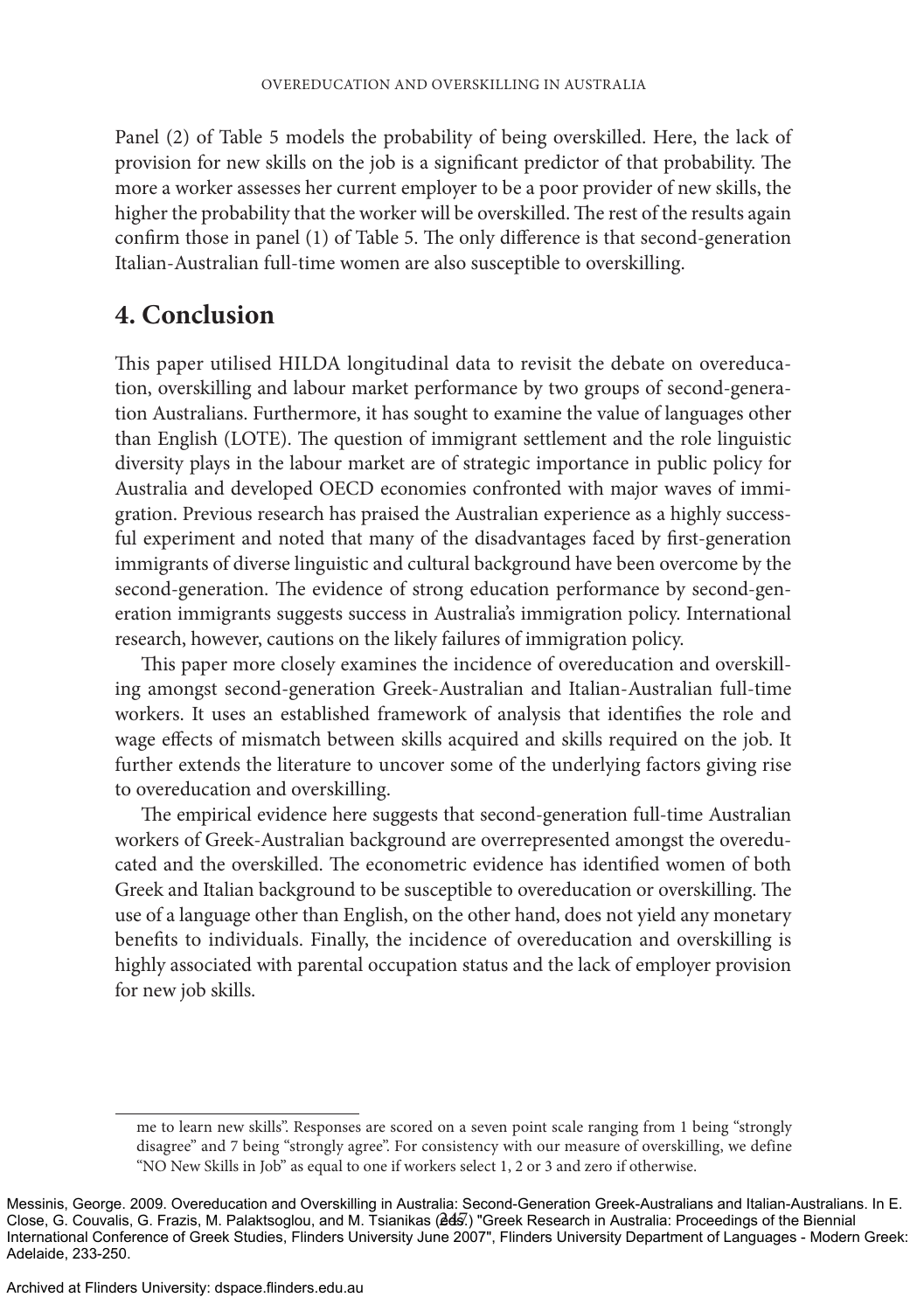Panel (2) of Table 5 models the probability of being overskilled. Here, the lack of provision for new skills on the job is a significant predictor of that probability. The more a worker assesses her current employer to be a poor provider of new skills, the higher the probability that the worker will be overskilled. The rest of the results again confirm those in panel (1) of Table 5. The only difference is that second-generation Italian-Australian full-time women are also susceptible to overskilling.

## 4. Conclusion

This paper utilised HILDA longitudinal data to revisit the debate on overeducation, overskilling and labour market performance by two groups of second-generation Australians. Furthermore, it has sought to examine the value of languages other than English (LOTE). The question of immigrant settlement and the role linguistic diversity plays in the labour market are of strategic importance in public policy for Australia and developed OECD economies confronted with major waves of immigration. Previous research has praised the Australian experience as a highly successful experiment and noted that many of the disadvantages faced by first-generation immigrants of diverse linguistic and cultural background have been overcome by the second-generation. The evidence of strong education performance by second-generation immigrants suggests success in Australia's immigration policy. International research, however, cautions on the likely failures of immigration policy.

This paper more closely examines the incidence of overeducation and overskilling amongst second-generation Greek-Australian and Italian-Australian full-time workers. It uses an established framework of analysis that identifies the role and wage effects of mismatch between skills acquired and skills required on the job. It further extends the literature to uncover some of the underlying factors giving rise to overeducation and overskilling.

The empirical evidence here suggests that second-generation full-time Australian workers of Greek-Australian background are overrepresented amongst the overeducated and the overskilled. The econometric evidence has identified women of both Greek and Italian background to be susceptible to overeducation or overskilling. The use of a language other than English, on the other hand, does not yield any monetary benefits to individuals. Finally, the incidence of overeducation and overskilling is highly associated with parental occupation status and the lack of employer provision for new job skills.

---

me to learn new skills". Responses are scored on a seven point scale ranging from 1 being "strongly disagree" and 7 being "strongly agree". For consistency with our measure of overskilling, we define "NO New Skills in Job" as equal to one if workers select 1, 2 or 3 and zero if otherwise.

Messinis, George. 2009. Overeducation and Overskilling in Australia: Second-Generation Greek-Australians and Italian-Australians. In E. Close, G. Couvalis, G. Frazis, M. Palaktsoglou, and M. Tsianikas (eds.) "Greek Research in Australia: Proceedings of the Biennial International Conference of Greek Studies, Flinders University June 2007", Flinders University Department of Languages - Modern Greek: Adelaide, 233-250.

Archived at Flinders University: dspace.flinders.edu.au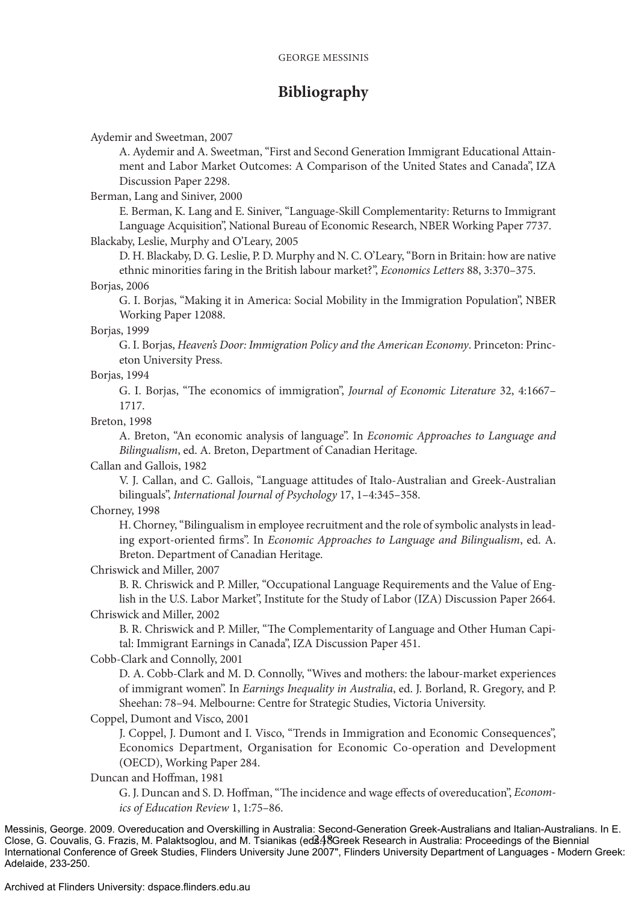## Bibliography

Aydemir and Sweetman, 2007

A. Aydemir and A. Sweetman, "First and Second Generation Immigrant Educational Attainment and Labor Market Outcomes: A Comparison of the United States and Canada", IZA Discussion Paper 2298.

Berman, Lang and Siniver, 2000

E. Berman, K. Lang and E. Siniver, "Language-Skill Complementarity: Returns to Immigrant Language Acquisition", National Bureau of Economic Research, NBER Working Paper 7737.

Blackaby, Leslie, Murphy and O'Leary, 2005

D. H. Blackaby, D. G. Leslie, P. D. Murphy and N. C. O'Leary, "Born in Britain: how are native ethnic minorities faring in the British labour market?", *Economics Letters* 88, 3:370–375.

Borjas, 2006

G. I. Borjas, "Making it in America: Social Mobility in the Immigration Population", NBER Working Paper 12088.

Borjas, 1999

G. I. Borjas, *Heaven's Door: Immigration Policy and the American Economy*. Princeton: Princeton University Press.

Borjas, 1994

G. I. Borjas, "The economics of immigration", *Journal of Economic Literature* 32, 4:1667–1717.

Breton, 1998

A. Breton, "An economic analysis of language". In *Economic Approaches to Language and Bilingualism*, ed. A. Breton, Department of Canadian Heritage.

Callan and Gallois, 1982

V. J. Callan, and C. Gallois, "Language attitudes of Italo-Australian and Greek-Australian bilinguals", *International Journal of Psychology* 17, 1–4:345–358.

Chorney, 1998

H. Chorney, "Bilingualism in employee recruitment and the role of symbolic analysts in leading export-oriented firms". In *Economic Approaches to Language and Bilingualism*, ed. A. Breton. Department of Canadian Heritage.

Chriswick and Miller, 2007

B. R. Chriswick and P. Miller, "Occupational Language Requirements and the Value of English in the U.S. Labor Market", Institute for the Study of Labor (IZA) Discussion Paper 2664.

Chriswick and Miller, 2002

B. R. Chriswick and P. Miller, "The Complementarity of Language and Other Human Capital: Immigrant Earnings in Canada", IZA Discussion Paper 451.

Cobb-Clark and Connolly, 2001

D. A. Cobb-Clark and M. D. Connolly, "Wives and mothers: the labour-market experiences of immigrant women". In *Earnings Inequality in Australia*, ed. J. Borland, R. Gregory, and P. Sheehan: 78–94. Melbourne: Centre for Strategic Studies, Victoria University.

Coppel, Dumont and Visco, 2001

J. Coppel, J. Dumont and I. Visco, "Trends in Immigration and Economic Consequences", Economics Department, Organisation for Economic Co-operation and Development (OECD), Working Paper 284.

Duncan and Hoffman, 1981

G. J. Duncan and S. D. Hoffman, "The incidence and wage effects of overeducation", *Economics of Education Review* 1, 1:75–86.

Messinis, George. 2009. Overeducation and Overskilling in Australia: Second-Generation Greek-Australians and Italian-Australians. In E. Close, G. Couvalis, G. Frazis, M. Palaktsoglou, and M. Tsianikas (eds.) "Greek Research in Australia: Proceedings of the Biennial International Conference of Greek Studies, Flinders University June 2007", Flinders University Department of Languages - Modern Greek: Adelaide, 233-250.

Archived at Flinders University: dspace.flinders.edu.au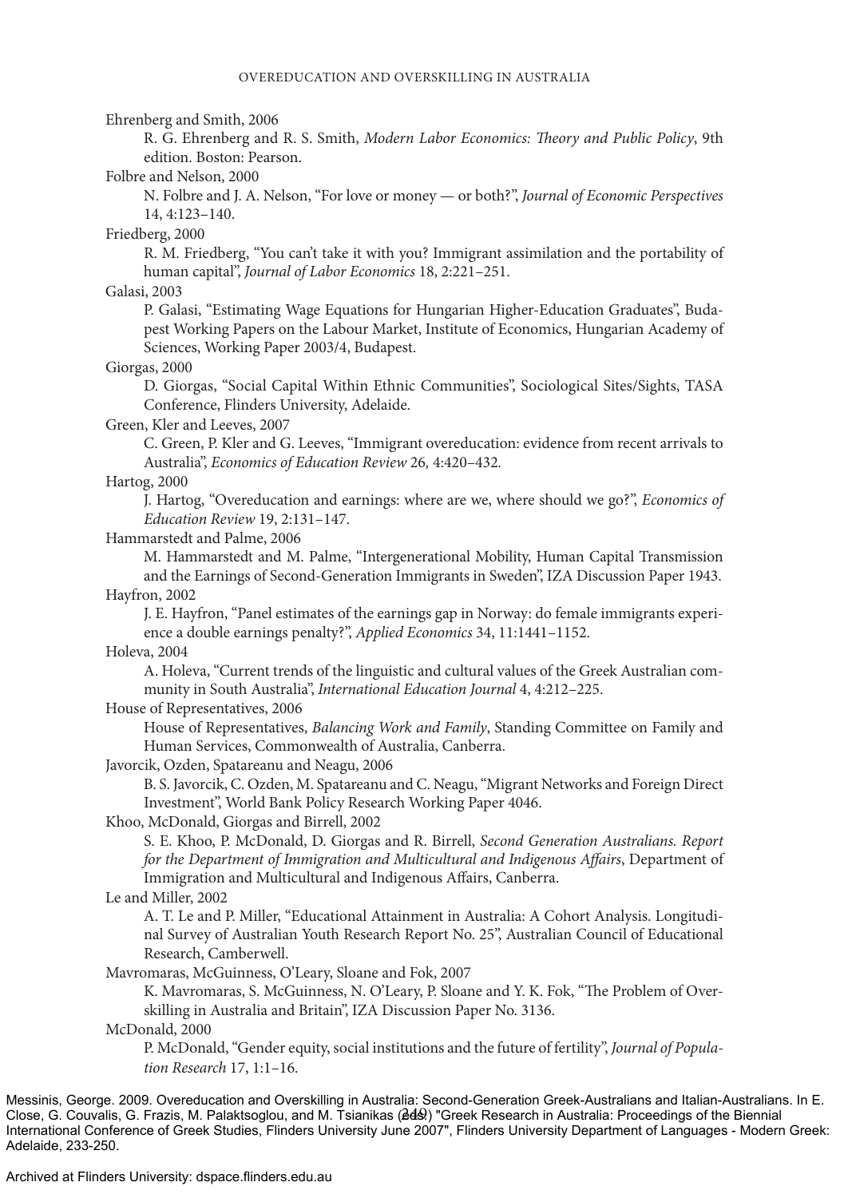Ehrenberg and Smith, 2006

R. G. Ehrenberg and R. S. Smith, *Modern Labor Economics: Theory and Public Policy*, 9th edition. Boston: Pearson.

Folbre and Nelson, 2000

N. Folbre and J. A. Nelson, "For love or money — or both?", *Journal of Economic Perspectives* 14, 4:123–140.

Friedberg, 2000

R. M. Friedberg, "You can't take it with you? Immigrant assimilation and the portability of human capital", *Journal of Labor Economics* 18, 2:221–251.

Galasi, 2003

P. Galasi, "Estimating Wage Equations for Hungarian Higher-Education Graduates", Budapest Working Papers on the Labour Market, Institute of Economics, Hungarian Academy of Sciences, Working Paper 2003/4, Budapest.

Giorgas, 2000

D. Giorgas, "Social Capital Within Ethnic Communities", Sociological Sites/Sights, TASA Conference, Flinders University, Adelaide.

Green, Kler and Leeves, 2007

C. Green, P. Kler and G. Leeves, "Immigrant overeducation: evidence from recent arrivals to Australia", *Economics of Education Review* 26, 4:420–432.

Hartog, 2000

J. Hartog, "Overeducation and earnings: where are we, where should we go?", *Economics of Education Review* 19, 2:131–147.

Hammarstedt and Palme, 2006

M. Hammarstedt and M. Palme, "Intergenerational Mobility, Human Capital Transmission and the Earnings of Second-Generation Immigrants in Sweden", IZA Discussion Paper 1943.

Hayfron, 2002

J. E. Hayfron, "Panel estimates of the earnings gap in Norway: do female immigrants experience a double earnings penalty?", *Applied Economics* 34, 11:1441–1152.

Holeva, 2004

A. Holeva, "Current trends of the linguistic and cultural values of the Greek Australian community in South Australia", *International Education Journal* 4, 4:212–225.

House of Representatives, 2006

House of Representatives, *Balancing Work and Family*, Standing Committee on Family and Human Services, Commonwealth of Australia, Canberra.

Javorcik, Ozden, Spatareanu and Neagu, 2006

B. S. Javorcik, C. Ozden, M. Spatareanu and C. Neagu, "Migrant Networks and Foreign Direct Investment", World Bank Policy Research Working Paper 4046.

Khoo, McDonald, Giorgas and Birrell, 2002

S. E. Khoo, P. McDonald, D. Giorgas and R. Birrell, *Second Generation Australians. Report for the Department of Immigration and Multicultural and Indigenous Affairs*, Department of Immigration and Multicultural and Indigenous Affairs, Canberra.

Le and Miller, 2002

A. T. Le and P. Miller, "Educational Attainment in Australia: A Cohort Analysis. Longitudinal Survey of Australian Youth Research Report No. 25", Australian Council of Educational Research, Camberwell.

Mavromaras, McGuinness, O'Leary, Sloane and Fok, 2007

K. Mavromaras, S. McGuinness, N. O'Leary, P. Sloane and Y. K. Fok, "The Problem of Overskilling in Australia and Britain", IZA Discussion Paper No. 3136.

McDonald, 2000

P. McDonald, "Gender equity, social institutions and the future of fertility", *Journal of Population Research* 17, 1:1–16.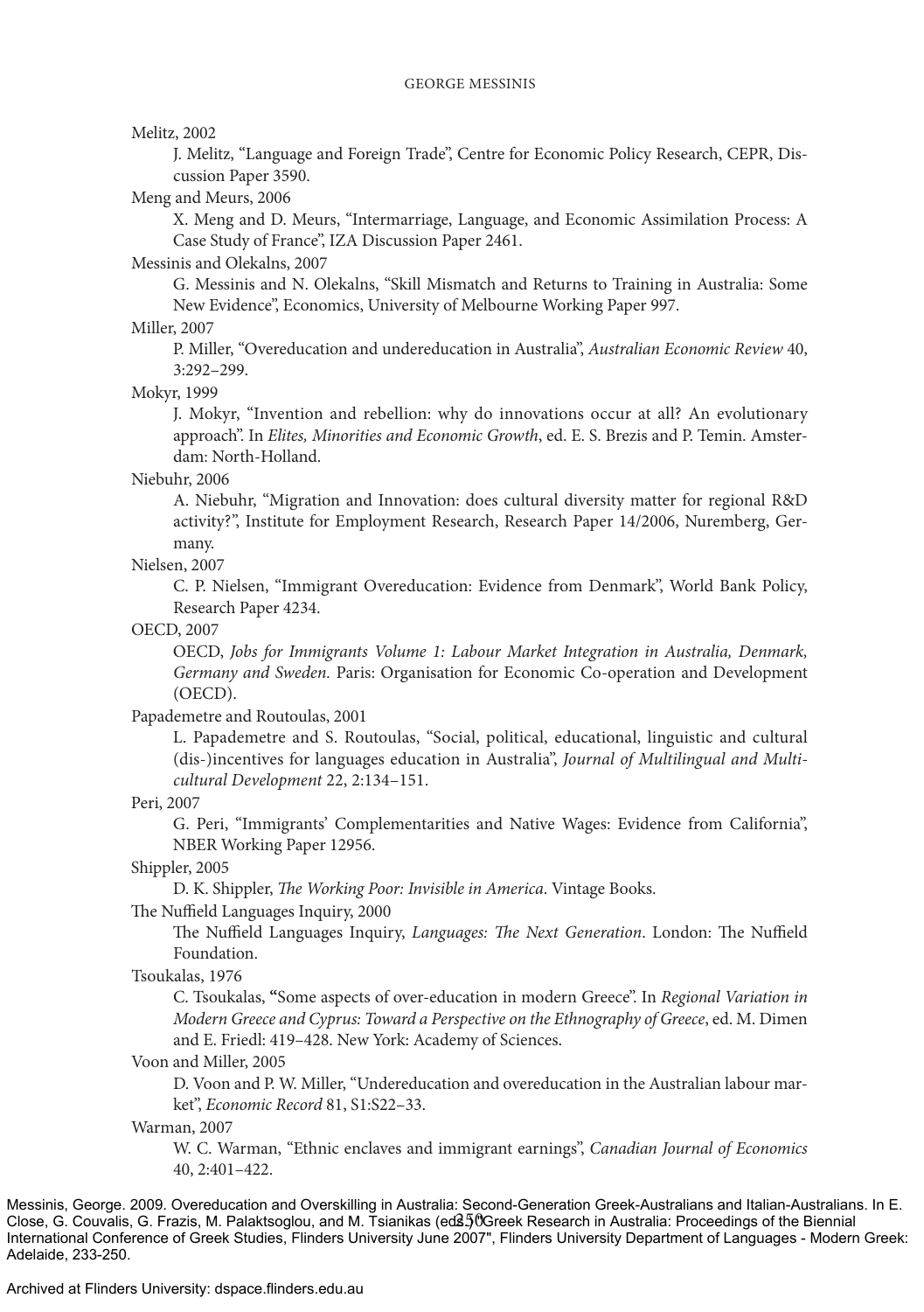Melitz, 2002

J. Melitz, "Language and Foreign Trade", Centre for Economic Policy Research, CEPR, Discussion Paper 3590.

Meng and Meurs, 2006

X. Meng and D. Meurs, "Intermarriage, Language, and Economic Assimilation Process: A Case Study of France", IZA Discussion Paper 2461.

Messinis and Olekalns, 2007

G. Messinis and N. Olekalns, "Skill Mismatch and Returns to Training in Australia: Some New Evidence", Economics, University of Melbourne Working Paper 997.

Miller, 2007

P. Miller, "Overeducation and undereducation in Australia", *Australian Economic Review* 40, 3:292–299.

Mokyr, 1999

J. Mokyr, "Invention and rebellion: why do innovations occur at all? An evolutionary approach". In *Elites, Minorities and Economic Growth*, ed. E. S. Brezis and P. Temin. Amsterdam: North-Holland.

Niebuhr, 2006

A. Niebuhr, "Migration and Innovation: does cultural diversity matter for regional R&D activity?", Institute for Employment Research, Research Paper 14/2006, Nuremberg, Germany.

Nielsen, 2007

C. P. Nielsen, "Immigrant Overeducation: Evidence from Denmark", World Bank Policy, Research Paper 4234.

OECD, 2007

OECD, *Jobs for Immigrants Volume 1: Labour Market Integration in Australia, Denmark, Germany and Sweden.* Paris: Organisation for Economic Co-operation and Development (OECD).

Papademetre and Routoulas, 2001

L. Papademetre and S. Routoulas, "Social, political, educational, linguistic and cultural (dis-)incentives for languages education in Australia", *Journal of Multilingual and Multicultural Development* 22, 2:134–151.

Peri, 2007

G. Peri, "Immigrants' Complementarities and Native Wages: Evidence from California", NBER Working Paper 12956.

Shippler, 2005

D. K. Shippler, *The Working Poor: Invisible in America*. Vintage Books.

The Nuffield Languages Inquiry, 2000

The Nuffield Languages Inquiry, *Languages: The Next Generation*. London: The Nuffield Foundation.

Tsoukalas, 1976

C. Tsoukalas, "Some aspects of over-education in modern Greece". In *Regional Variation in Modern Greece and Cyprus: Toward a Perspective on the Ethnography of Greece*, ed. M. Dimen and E. Friedl: 419–428. New York: Academy of Sciences.

Voon and Miller, 2005

D. Voon and P. W. Miller, "Undereducation and overeducation in the Australian labour market", *Economic Record* 81, S1:S22–33.

Warman, 2007

W. C. Warman, "Ethnic enclaves and immigrant earnings", *Canadian Journal of Economics* 40, 2:401–422.

Messinis, George. 2009. Overeducation and Overskilling in Australia: Second-Generation Greek-Australians and Italian-Australians. In E. Close, G. Couvalis, G. Frazis, M. Palaktsoglou, and M. Tsianikas (eds.) "Greek Research in Australia: Proceedings of the Biennial International Conference of Greek Studies, Flinders University June 2007", Flinders University Department of Languages - Modern Greek: Adelaide, 233-250.

Archived at Flinders University: dspace.flinders.edu.au